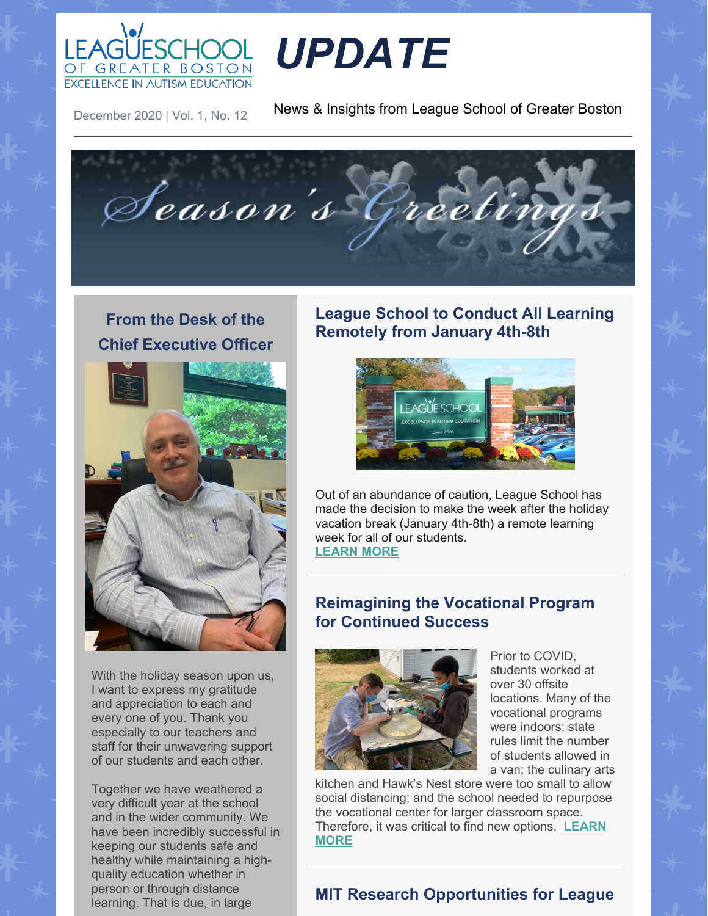# UPDATE

December 2020 | Vol. 1, No. 12

News & Insights from League School of Greater Boston

---

Season's Greetings

## From the Desk of the Chief Executive Officer

With the holiday season upon us, I want to express my gratitude and appreciation to each and every one of you. Thank you especially to our teachers and staff for their unwavering support of our students and each other.

Together we have weathered a very difficult year at the school and in the wider community. We have been incredibly successful in keeping our students safe and healthy while maintaining a high-quality education whether in person or through distance learning. That is due, in large

## League School to Conduct All Learning Remotely from January 4th-8th

Out of an abundance of caution, League School has made the decision to make the week after the holiday vacation break (January 4th-8th) a remote learning week for all of our students.
**LEARN MORE**

---

## Reimagining the Vocational Program for Continued Success

Prior to COVID, students worked at over 30 offsite locations. Many of the vocational programs were indoors; state rules limit the number of students allowed in a van; the culinary arts kitchen and Hawk's Nest store were too small to allow social distancing; and the school needed to repurpose the vocational center for larger classroom space. Therefore, it was critical to find new options. **LEARN MORE**

---

## MIT Research Opportunities for League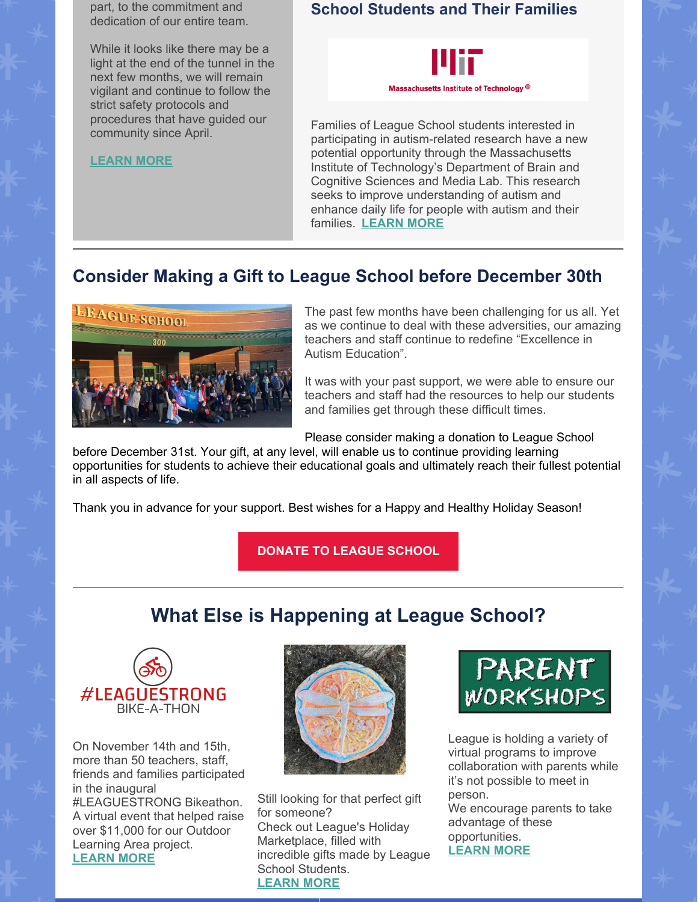part, to the commitment and dedication of our entire team.

While it looks like there may be a light at the end of the tunnel in the next few months, we will remain vigilant and continue to follow the strict safety protocols and procedures that have guided our community since April.

LEARN MORE

## School Students and Their Families

Families of League School students interested in participating in autism-related research have a new potential opportunity through the Massachusetts Institute of Technology's Department of Brain and Cognitive Sciences and Media Lab. This research seeks to improve understanding of autism and enhance daily life for people with autism and their families. LEARN MORE

## Consider Making a Gift to League School before December 30th

The past few months have been challenging for us all. Yet as we continue to deal with these adversities, our amazing teachers and staff continue to redefine "Excellence in Autism Education".

It was with your past support, we were able to ensure our teachers and staff had the resources to help our students and families get through these difficult times.

Please consider making a donation to League School before December 31st. Your gift, at any level, will enable us to continue providing learning opportunities for students to achieve their educational goals and ultimately reach their fullest potential in all aspects of life.

Thank you in advance for your support. Best wishes for a Happy and Healthy Holiday Season!

DONATE TO LEAGUE SCHOOL

## What Else is Happening at League School?

#LEAGUESTRONG BIKE-A-THON

On November 14th and 15th, more than 50 teachers, staff, friends and families participated in the inaugural #LEAGUESTRONG Bikeathon. A virtual event that helped raise over $11,000 for our Outdoor Learning Area project.
LEARN MORE

Still looking for that perfect gift for someone?
Check out League's Holiday Marketplace, filled with incredible gifts made by League School Students.
LEARN MORE

PARENT WORKSHOPS

League is holding a variety of virtual programs to improve collaboration with parents while it's not possible to meet in person.
We encourage parents to take advantage of these opportunities.
LEARN MORE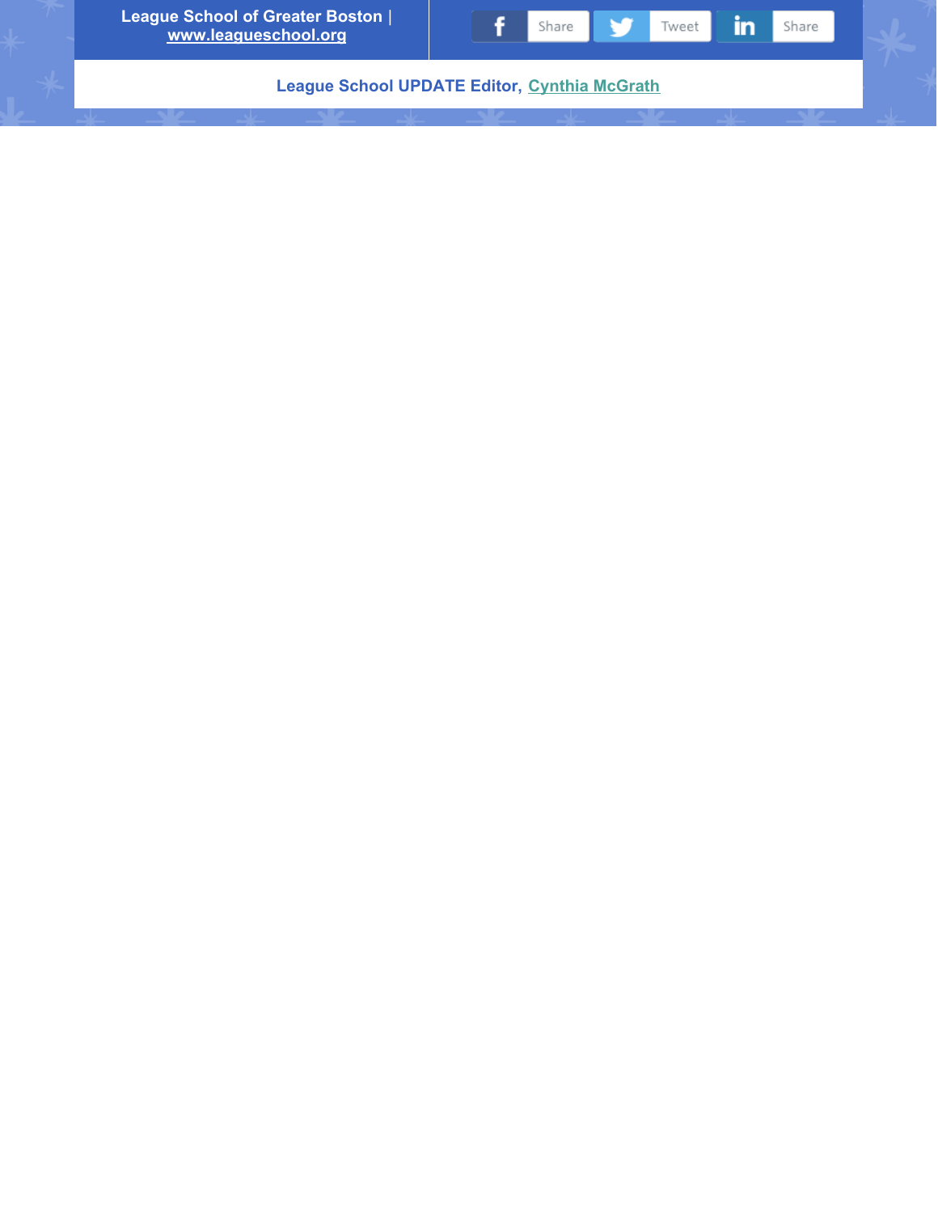League School of Greater Boston | www.leagueschool.org

Share Tweet Share

League School UPDATE Editor, Cynthia McGrath